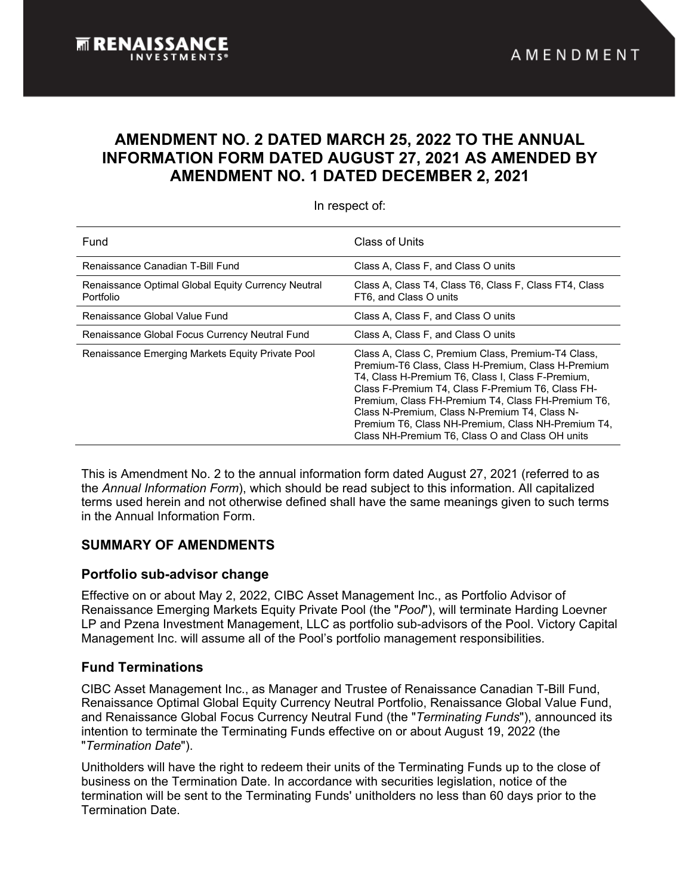RENAISSANCE INVESTMENTS®

AMENDMENT

# AMENDMENT NO. 2 DATED MARCH 25, 2022 TO THE ANNUAL INFORMATION FORM DATED AUGUST 27, 2021 AS AMENDED BY AMENDMENT NO. 1 DATED DECEMBER 2, 2021

In respect of:

| Fund | Class of Units |
| --- | --- |
| Renaissance Canadian T-Bill Fund | Class A, Class F, and Class O units |
| Renaissance Optimal Global Equity Currency Neutral Portfolio | Class A, Class T4, Class T6, Class F, Class FT4, Class FT6, and Class O units |
| Renaissance Global Value Fund | Class A, Class F, and Class O units |
| Renaissance Global Focus Currency Neutral Fund | Class A, Class F, and Class O units |
| Renaissance Emerging Markets Equity Private Pool | Class A, Class C, Premium Class, Premium-T4 Class, Premium-T6 Class, Class H-Premium, Class H-Premium T4, Class H-Premium T6, Class I, Class F-Premium, Class F-Premium T4, Class F-Premium T6, Class FH-Premium, Class FH-Premium T4, Class FH-Premium T6, Class N-Premium, Class N-Premium T4, Class N-Premium T6, Class NH-Premium, Class NH-Premium T4, Class NH-Premium T6, Class O and Class OH units |

This is Amendment No. 2 to the annual information form dated August 27, 2021 (referred to as the *Annual Information Form*), which should be read subject to this information. All capitalized terms used herein and not otherwise defined shall have the same meanings given to such terms in the Annual Information Form.

## SUMMARY OF AMENDMENTS

### Portfolio sub-advisor change

Effective on or about May 2, 2022, CIBC Asset Management Inc., as Portfolio Advisor of Renaissance Emerging Markets Equity Private Pool (the "*Pool*"), will terminate Harding Loevner LP and Pzena Investment Management, LLC as portfolio sub-advisors of the Pool. Victory Capital Management Inc. will assume all of the Pool's portfolio management responsibilities.

### Fund Terminations

CIBC Asset Management Inc., as Manager and Trustee of Renaissance Canadian T-Bill Fund, Renaissance Optimal Global Equity Currency Neutral Portfolio, Renaissance Global Value Fund, and Renaissance Global Focus Currency Neutral Fund (the "*Terminating Funds*"), announced its intention to terminate the Terminating Funds effective on or about August 19, 2022 (the "*Termination Date*").

Unitholders will have the right to redeem their units of the Terminating Funds up to the close of business on the Termination Date. In accordance with securities legislation, notice of the termination will be sent to the Terminating Funds' unitholders no less than 60 days prior to the Termination Date.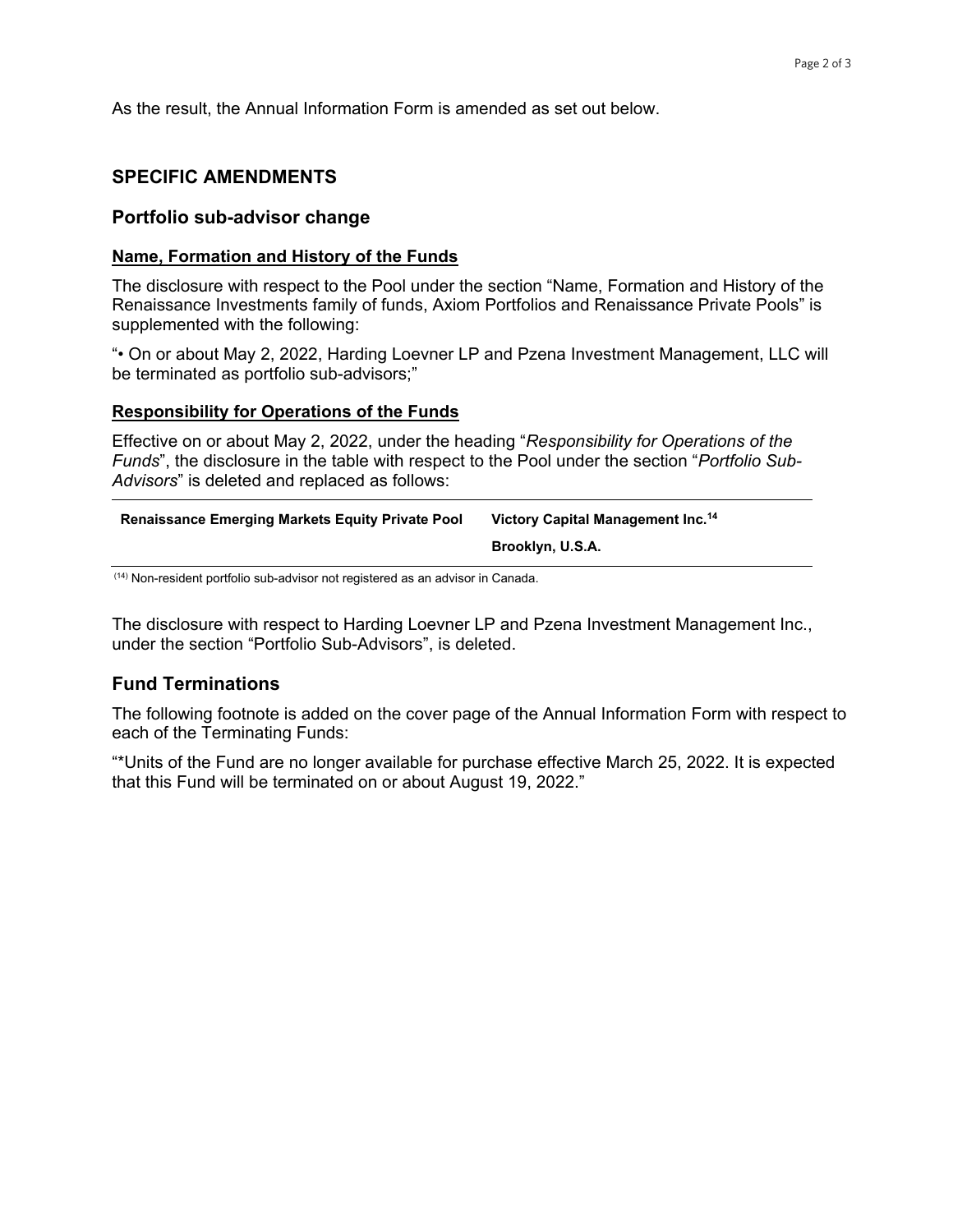As the result, the Annual Information Form is amended as set out below.

## SPECIFIC AMENDMENTS

### Portfolio sub-advisor change

**Name, Formation and History of the Funds**

The disclosure with respect to the Pool under the section "Name, Formation and History of the Renaissance Investments family of funds, Axiom Portfolios and Renaissance Private Pools" is supplemented with the following:

"• On or about May 2, 2022, Harding Loevner LP and Pzena Investment Management, LLC will be terminated as portfolio sub-advisors;"

**Responsibility for Operations of the Funds**

Effective on or about May 2, 2022, under the heading "*Responsibility for Operations of the Funds*", the disclosure in the table with respect to the Pool under the section "*Portfolio Sub-Advisors*" is deleted and replaced as follows:

| | |
|---|---|
| **Renaissance Emerging Markets Equity Private Pool** | **Victory Capital Management Inc.[14]** |
| | **Brooklyn, U.S.A.** |

[14] Non-resident portfolio sub-advisor not registered as an advisor in Canada.

The disclosure with respect to Harding Loevner LP and Pzena Investment Management Inc., under the section "Portfolio Sub-Advisors", is deleted.

### Fund Terminations

The following footnote is added on the cover page of the Annual Information Form with respect to each of the Terminating Funds:

"*Units of the Fund are no longer available for purchase effective March 25, 2022. It is expected that this Fund will be terminated on or about August 19, 2022."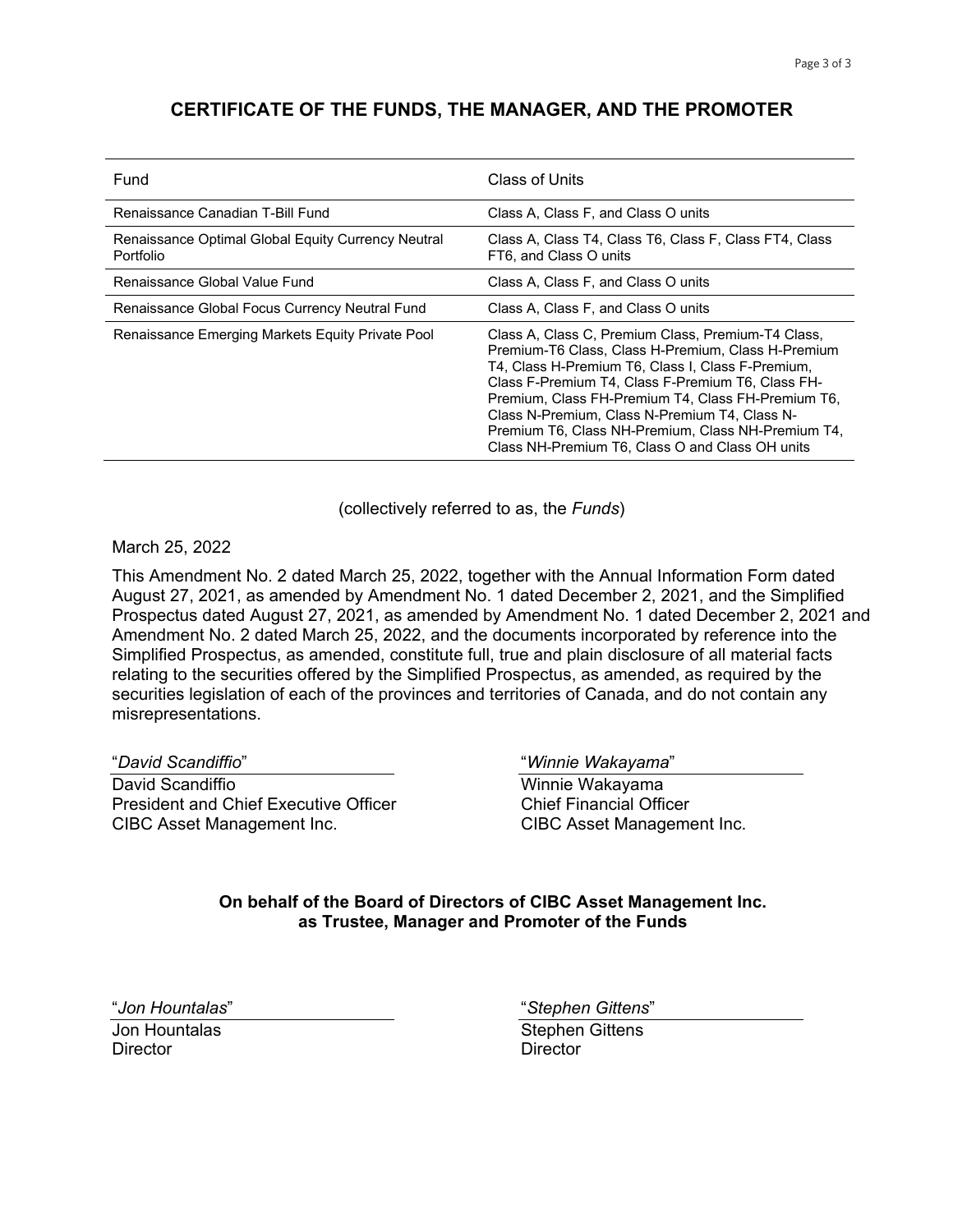# CERTIFICATE OF THE FUNDS, THE MANAGER, AND THE PROMOTER

| Fund | Class of Units |
|---|---|
| Renaissance Canadian T-Bill Fund | Class A, Class F, and Class O units |
| Renaissance Optimal Global Equity Currency Neutral Portfolio | Class A, Class T4, Class T6, Class F, Class FT4, Class FT6, and Class O units |
| Renaissance Global Value Fund | Class A, Class F, and Class O units |
| Renaissance Global Focus Currency Neutral Fund | Class A, Class F, and Class O units |
| Renaissance Emerging Markets Equity Private Pool | Class A, Class C, Premium Class, Premium-T4 Class, Premium-T6 Class, Class H-Premium, Class H-Premium T4, Class H-Premium T6, Class I, Class F-Premium, Class F-Premium T4, Class F-Premium T6, Class FH-Premium, Class FH-Premium T4, Class FH-Premium T6, Class N-Premium, Class N-Premium T4, Class N-Premium T6, Class NH-Premium, Class NH-Premium T4, Class NH-Premium T6, Class O and Class OH units |

(collectively referred to as, the *Funds*)

March 25, 2022

This Amendment No. 2 dated March 25, 2022, together with the Annual Information Form dated August 27, 2021, as amended by Amendment No. 1 dated December 2, 2021, and the Simplified Prospectus dated August 27, 2021, as amended by Amendment No. 1 dated December 2, 2021 and Amendment No. 2 dated March 25, 2022, and the documents incorporated by reference into the Simplified Prospectus, as amended, constitute full, true and plain disclosure of all material facts relating to the securities offered by the Simplified Prospectus, as amended, as required by the securities legislation of each of the provinces and territories of Canada, and do not contain any misrepresentations.

"*David Scandiffio*"
David Scandiffio
President and Chief Executive Officer
CIBC Asset Management Inc.

"*Winnie Wakayama*"
Winnie Wakayama
Chief Financial Officer
CIBC Asset Management Inc.

**On behalf of the Board of Directors of CIBC Asset Management Inc. as Trustee, Manager and Promoter of the Funds**

"*Jon Hountalas*"
Jon Hountalas
Director

"*Stephen Gittens*"
Stephen Gittens
Director